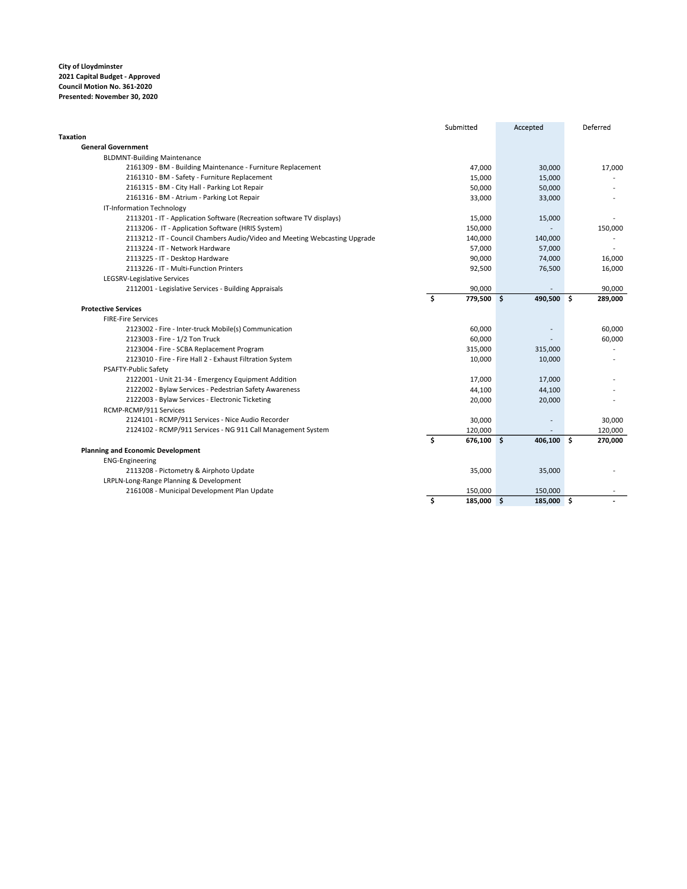**City of Lloydminster**
**2021 Capital Budget - Approved**
**Council Motion No. 361-2020**
**Presented: November 30, 2020**

| | Submitted | Accepted | Deferred |
|---|---|---|---|
| **Taxation** | | | |
| **General Government** | | | |
| BLDMNT-Building Maintenance | | | |
| 2161309 - BM - Building Maintenance - Furniture Replacement | 47,000 | 30,000 | 17,000 |
| 2161310 - BM - Safety - Furniture Replacement | 15,000 | 15,000 | - |
| 2161315 - BM - City Hall - Parking Lot Repair | 50,000 | 50,000 | - |
| 2161316 - BM - Atrium - Parking Lot Repair | 33,000 | 33,000 | - |
| IT-Information Technology | | | |
| 2113201 - IT - Application Software (Recreation software TV displays) | 15,000 | 15,000 | - |
| 2113206 - IT - Application Software (HRIS System) | 150,000 | - | 150,000 |
| 2113212 - IT - Council Chambers Audio/Video and Meeting Webcasting Upgrade | 140,000 | 140,000 | - |
| 2113224 - IT - Network Hardware | 57,000 | 57,000 | - |
| 2113225 - IT - Desktop Hardware | 90,000 | 74,000 | 16,000 |
| 2113226 - IT - Multi-Function Printers | 92,500 | 76,500 | 16,000 |
| LEGSRV-Legislative Services | | | |
| 2112001 - Legislative Services - Building Appraisals | 90,000 | - | 90,000 |
| | **$ 779,500** | **$ 490,500** | **$ 289,000** |
| **Protective Services** | | | |
| FIRE-Fire Services | | | |
| 2123002 - Fire - Inter-truck Mobile(s) Communication | 60,000 | - | 60,000 |
| 2123003 - Fire - 1/2 Ton Truck | 60,000 | - | 60,000 |
| 2123004 - Fire - SCBA Replacement Program | 315,000 | 315,000 | - |
| 2123010 - Fire - Fire Hall 2 - Exhaust Filtration System | 10,000 | 10,000 | - |
| PSAFTY-Public Safety | | | |
| 2122001 - Unit 21-34 - Emergency Equipment Addition | 17,000 | 17,000 | - |
| 2122002 - Bylaw Services - Pedestrian Safety Awareness | 44,100 | 44,100 | - |
| 2122003 - Bylaw Services - Electronic Ticketing | 20,000 | 20,000 | - |
| RCMP-RCMP/911 Services | | | |
| 2124101 - RCMP/911 Services - Nice Audio Recorder | 30,000 | - | 30,000 |
| 2124102 - RCMP/911 Services - NG 911 Call Management System | 120,000 | - | 120,000 |
| | **$ 676,100** | **$ 406,100** | **$ 270,000** |
| **Planning and Economic Development** | | | |
| ENG-Engineering | | | |
| 2113208 - Pictometry & Airphoto Update | 35,000 | 35,000 | - |
| LRPLN-Long-Range Planning & Development | | | |
| 2161008 - Municipal Development Plan Update | 150,000 | 150,000 | - |
| | **$ 185,000** | **$ 185,000** | **$ -** |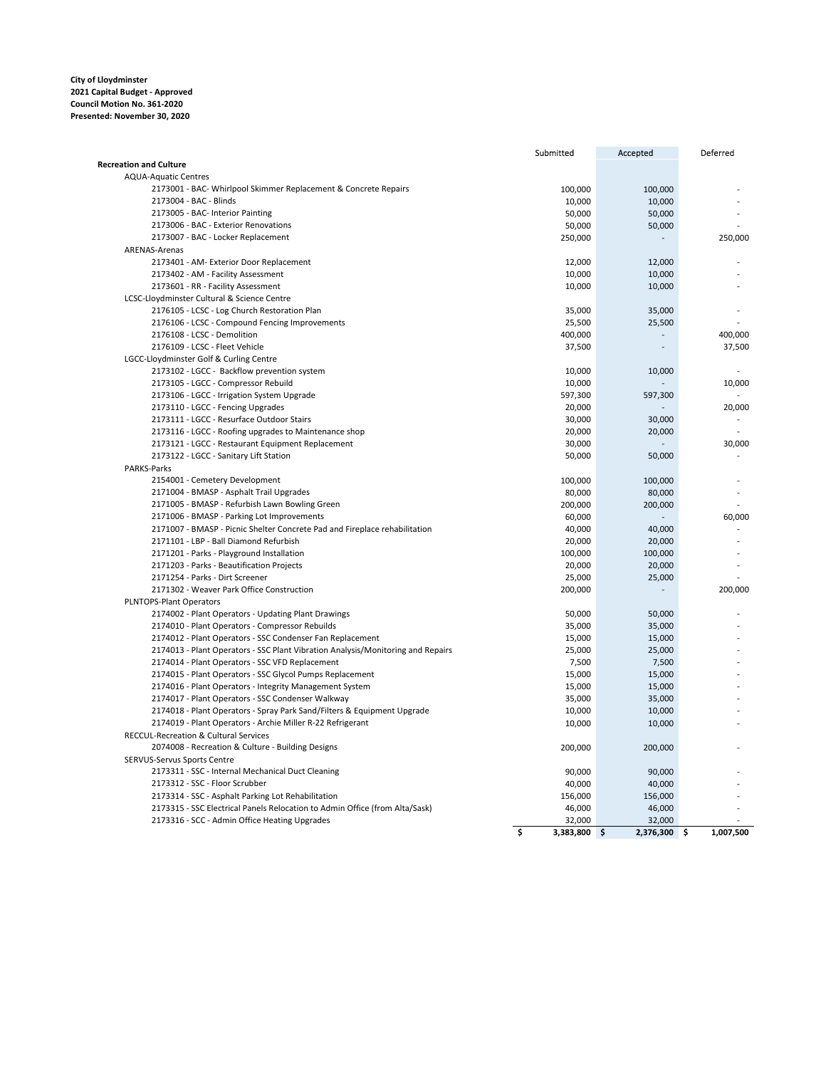**City of Lloydminster**
**2021 Capital Budget - Approved**
**Council Motion No. 361-2020**
**Presented: November 30, 2020**

| | Submitted | Accepted | Deferred |
|---|---|---|---|
| **Recreation and Culture** | | | |
| AQUA-Aquatic Centres | | | |
| 2173001 - BAC- Whirlpool Skimmer Replacement & Concrete Repairs | 100,000 | 100,000 | - |
| 2173004 - BAC - Blinds | 10,000 | 10,000 | - |
| 2173005 - BAC- Interior Painting | 50,000 | 50,000 | - |
| 2173006 - BAC - Exterior Renovations | 50,000 | 50,000 | - |
| 2173007 - BAC - Locker Replacement | 250,000 | - | 250,000 |
| ARENAS-Arenas | | | |
| 2173401 - AM- Exterior Door Replacement | 12,000 | 12,000 | - |
| 2173402 - AM - Facility Assessment | 10,000 | 10,000 | - |
| 2173601 - RR - Facility Assessment | 10,000 | 10,000 | - |
| LCSC-Lloydminster Cultural & Science Centre | | | |
| 2176105 - LCSC - Log Church Restoration Plan | 35,000 | 35,000 | - |
| 2176106 - LCSC - Compound Fencing Improvements | 25,500 | 25,500 | - |
| 2176108 - LCSC - Demolition | 400,000 | - | 400,000 |
| 2176109 - LCSC - Fleet Vehicle | 37,500 | - | 37,500 |
| LGCC-Lloydminster Golf & Curling Centre | | | |
| 2173102 - LGCC - Backflow prevention system | 10,000 | 10,000 | - |
| 2173105 - LGCC - Compressor Rebuild | 10,000 | - | 10,000 |
| 2173106 - LGCC - Irrigation System Upgrade | 597,300 | 597,300 | - |
| 2173110 - LGCC - Fencing Upgrades | 20,000 | - | 20,000 |
| 2173111 - LGCC - Resurface Outdoor Stairs | 30,000 | 30,000 | - |
| 2173116 - LGCC - Roofing upgrades to Maintenance shop | 20,000 | 20,000 | - |
| 2173121 - LGCC - Restaurant Equipment Replacement | 30,000 | - | 30,000 |
| 2173122 - LGCC - Sanitary Lift Station | 50,000 | 50,000 | - |
| PARKS-Parks | | | |
| 2154001 - Cemetery Development | 100,000 | 100,000 | - |
| 2171004 - BMASP - Asphalt Trail Upgrades | 80,000 | 80,000 | - |
| 2171005 - BMASP - Refurbish Lawn Bowling Green | 200,000 | 200,000 | - |
| 2171006 - BMASP - Parking Lot Improvements | 60,000 | - | 60,000 |
| 2171007 - BMASP - Picnic Shelter Concrete Pad and Fireplace rehabilitation | 40,000 | 40,000 | - |
| 2171101 - LBP - Ball Diamond Refurbish | 20,000 | 20,000 | - |
| 2171201 - Parks - Playground Installation | 100,000 | 100,000 | - |
| 2171203 - Parks - Beautification Projects | 20,000 | 20,000 | - |
| 2171254 - Parks - Dirt Screener | 25,000 | 25,000 | - |
| 2171302 - Weaver Park Office Construction | 200,000 | - | 200,000 |
| PLNTOPS-Plant Operators | | | |
| 2174002 - Plant Operators - Updating Plant Drawings | 50,000 | 50,000 | - |
| 2174010 - Plant Operators - Compressor Rebuilds | 35,000 | 35,000 | - |
| 2174012 - Plant Operators - SSC Condenser Fan Replacement | 15,000 | 15,000 | - |
| 2174013 - Plant Operators - SSC Plant Vibration Analysis/Monitoring and Repairs | 25,000 | 25,000 | - |
| 2174014 - Plant Operators - SSC VFD Replacement | 7,500 | 7,500 | - |
| 2174015 - Plant Operators - SSC Glycol Pumps Replacement | 15,000 | 15,000 | - |
| 2174016 - Plant Operators - Integrity Management System | 15,000 | 15,000 | - |
| 2174017 - Plant Operators - SSC Condenser Walkway | 35,000 | 35,000 | - |
| 2174018 - Plant Operators - Spray Park Sand/Filters & Equipment Upgrade | 10,000 | 10,000 | - |
| 2174019 - Plant Operators - Archie Miller R-22 Refrigerant | 10,000 | 10,000 | - |
| RECCUL-Recreation & Cultural Services | | | |
| 2074008 - Recreation & Culture - Building Designs | 200,000 | 200,000 | - |
| SERVUS-Servus Sports Centre | | | |
| 2173311 - SSC - Internal Mechanical Duct Cleaning | 90,000 | 90,000 | - |
| 2173312 - SSC - Floor Scrubber | 40,000 | 40,000 | - |
| 2173314 - SSC - Asphalt Parking Lot Rehabilitation | 156,000 | 156,000 | - |
| 2173315 - SSC Electrical Panels Relocation to Admin Office (from Alta/Sask) | 46,000 | 46,000 | - |
| 2173316 - SCC - Admin Office Heating Upgrades | 32,000 | 32,000 | - |
| | **$ 3,383,800** | **$ 2,376,300** | **$ 1,007,500** |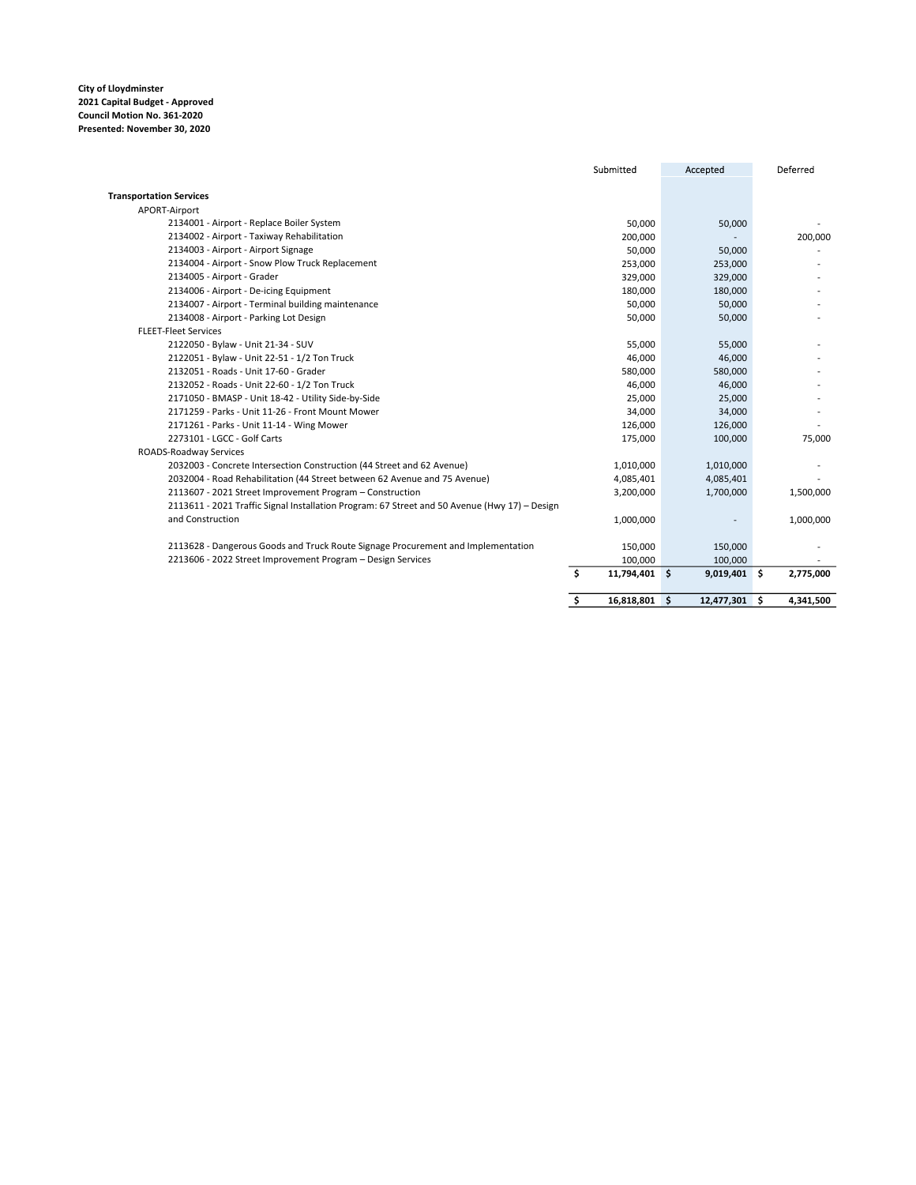**City of Lloydminster**
**2021 Capital Budget - Approved**
**Council Motion No. 361-2020**
**Presented: November 30, 2020**

| | Submitted | Accepted | Deferred |
|---|---|---|---|
| **Transportation Services** | | | |
| APORT-Airport | | | |
| 2134001 - Airport - Replace Boiler System | 50,000 | 50,000 | - |
| 2134002 - Airport - Taxiway Rehabilitation | 200,000 | - | 200,000 |
| 2134003 - Airport - Airport Signage | 50,000 | 50,000 | - |
| 2134004 - Airport - Snow Plow Truck Replacement | 253,000 | 253,000 | - |
| 2134005 - Airport - Grader | 329,000 | 329,000 | - |
| 2134006 - Airport - De-icing Equipment | 180,000 | 180,000 | - |
| 2134007 - Airport - Terminal building maintenance | 50,000 | 50,000 | - |
| 2134008 - Airport - Parking Lot Design | 50,000 | 50,000 | - |
| FLEET-Fleet Services | | | |
| 2122050 - Bylaw - Unit 21-34 - SUV | 55,000 | 55,000 | - |
| 2122051 - Bylaw - Unit 22-51 - 1/2 Ton Truck | 46,000 | 46,000 | - |
| 2132051 - Roads - Unit 17-60 - Grader | 580,000 | 580,000 | - |
| 2132052 - Roads - Unit 22-60 - 1/2 Ton Truck | 46,000 | 46,000 | - |
| 2171050 - BMASP - Unit 18-42 - Utility Side-by-Side | 25,000 | 25,000 | - |
| 2171259 - Parks - Unit 11-26 - Front Mount Mower | 34,000 | 34,000 | - |
| 2171261 - Parks - Unit 11-14 - Wing Mower | 126,000 | 126,000 | - |
| 2273101 - LGCC - Golf Carts | 175,000 | 100,000 | 75,000 |
| ROADS-Roadway Services | | | |
| 2032003 - Concrete Intersection Construction (44 Street and 62 Avenue) | 1,010,000 | 1,010,000 | - |
| 2032004 - Road Rehabilitation (44 Street between 62 Avenue and 75 Avenue) | 4,085,401 | 4,085,401 | - |
| 2113607 - 2021 Street Improvement Program – Construction | 3,200,000 | 1,700,000 | 1,500,000 |
| 2113611 - 2021 Traffic Signal Installation Program: 67 Street and 50 Avenue (Hwy 17) – Design and Construction | 1,000,000 | - | 1,000,000 |
| 2113628 - Dangerous Goods and Truck Route Signage Procurement and Implementation | 150,000 | 150,000 | - |
| 2213606 - 2022 Street Improvement Program – Design Services | 100,000 | 100,000 | - |
| | **$ 11,794,401** | **$ 9,019,401** | **$ 2,775,000** |
| | **$ 16,818,801** | **$ 12,477,301** | **$ 4,341,500** |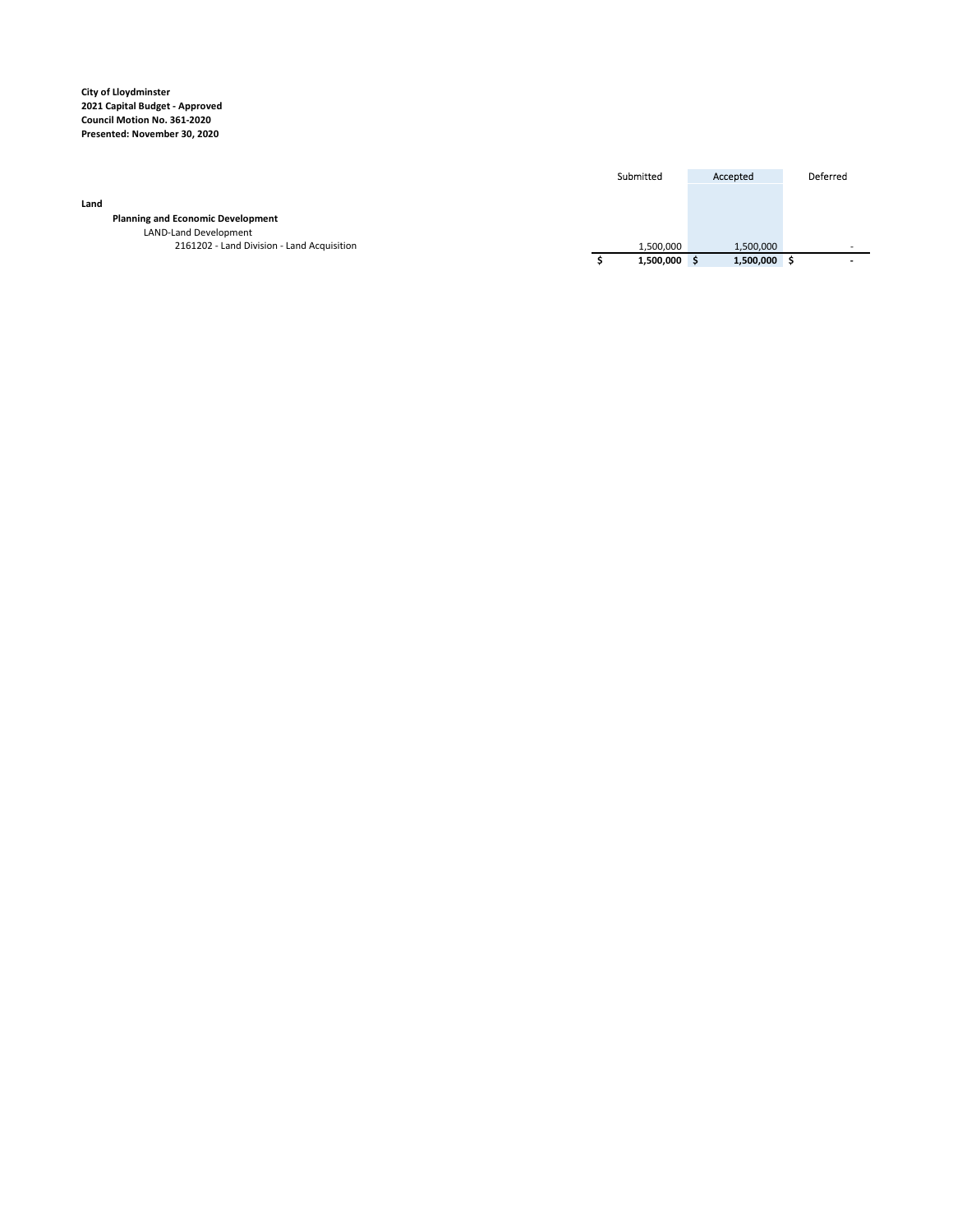**City of Lloydminster**
**2021 Capital Budget - Approved**
**Council Motion No. 361-2020**
**Presented: November 30, 2020**

| | Submitted | Accepted | Deferred |
|---|---|---|---|
| **Land** | | | |
| **Planning and Economic Development** | | | |
| LAND-Land Development | | | |
| 2161202 - Land Division - Land Acquisition | 1,500,000 | 1,500,000 | - |
| | **$ 1,500,000** | **$ 1,500,000** | **$ -** |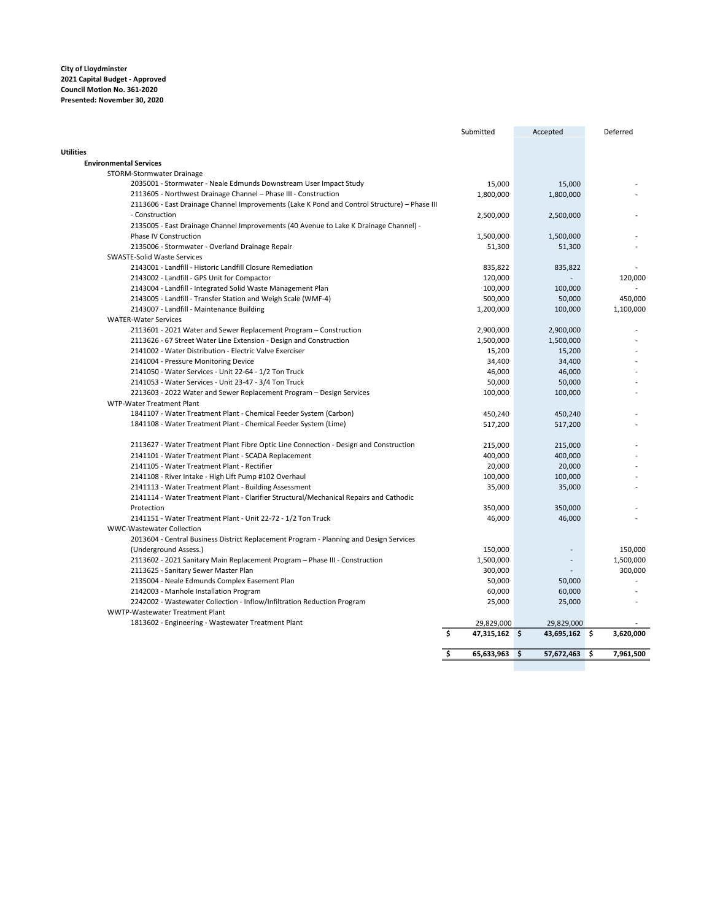**City of Lloydminster**
**2021 Capital Budget - Approved**
**Council Motion No. 361-2020**
**Presented: November 30, 2020**

| | Submitted | Accepted | Deferred |
|---|---|---|---|
| **Utilities** | | | |
| **Environmental Services** | | | |
| STORM-Stormwater Drainage | | | |
| 2035001 - Stormwater - Neale Edmunds Downstream User Impact Study | 15,000 | 15,000 | - |
| 2113605 - Northwest Drainage Channel – Phase III - Construction | 1,800,000 | 1,800,000 | - |
| 2113606 - East Drainage Channel Improvements (Lake K Pond and Control Structure) – Phase III - Construction | 2,500,000 | 2,500,000 | - |
| 2135005 - East Drainage Channel Improvements (40 Avenue to Lake K Drainage Channel) - Phase IV Construction | 1,500,000 | 1,500,000 | - |
| 2135006 - Stormwater - Overland Drainage Repair | 51,300 | 51,300 | - |
| SWASTE-Solid Waste Services | | | |
| 2143001 - Landfill - Historic Landfill Closure Remediation | 835,822 | 835,822 | - |
| 2143002 - Landfill - GPS Unit for Compactor | 120,000 | - | 120,000 |
| 2143004 - Landfill - Integrated Solid Waste Management Plan | 100,000 | 100,000 | - |
| 2143005 - Landfill - Transfer Station and Weigh Scale (WMF-4) | 500,000 | 50,000 | 450,000 |
| 2143007 - Landfill - Maintenance Building | 1,200,000 | 100,000 | 1,100,000 |
| WATER-Water Services | | | |
| 2113601 - 2021 Water and Sewer Replacement Program – Construction | 2,900,000 | 2,900,000 | - |
| 2113626 - 67 Street Water Line Extension - Design and Construction | 1,500,000 | 1,500,000 | - |
| 2141002 - Water Distribution - Electric Valve Exerciser | 15,200 | 15,200 | - |
| 2141004 - Pressure Monitoring Device | 34,400 | 34,400 | - |
| 2141050 - Water Services - Unit 22-64 - 1/2 Ton Truck | 46,000 | 46,000 | - |
| 2141053 - Water Services - Unit 23-47 - 3/4 Ton Truck | 50,000 | 50,000 | - |
| 2213603 - 2022 Water and Sewer Replacement Program – Design Services | 100,000 | 100,000 | - |
| WTP-Water Treatment Plant | | | |
| 1841107 - Water Treatment Plant - Chemical Feeder System (Carbon) | 450,240 | 450,240 | - |
| 1841108 - Water Treatment Plant - Chemical Feeder System (Lime) | 517,200 | 517,200 | - |
| 2113627 - Water Treatment Plant Fibre Optic Line Connection - Design and Construction | 215,000 | 215,000 | - |
| 2141101 - Water Treatment Plant - SCADA Replacement | 400,000 | 400,000 | - |
| 2141105 - Water Treatment Plant - Rectifier | 20,000 | 20,000 | - |
| 2141108 - River Intake - High Lift Pump #102 Overhaul | 100,000 | 100,000 | - |
| 2141113 - Water Treatment Plant - Building Assessment | 35,000 | 35,000 | - |
| 2141114 - Water Treatment Plant - Clarifier Structural/Mechanical Repairs and Cathodic Protection | 350,000 | 350,000 | - |
| 2141151 - Water Treatment Plant - Unit 22-72 - 1/2 Ton Truck | 46,000 | 46,000 | - |
| WWC-Wastewater Collection | | | |
| 2013604 - Central Business District Replacement Program - Planning and Design Services (Underground Assess.) | 150,000 | - | 150,000 |
| 2113602 - 2021 Sanitary Main Replacement Program – Phase III - Construction | 1,500,000 | - | 1,500,000 |
| 2113625 - Sanitary Sewer Master Plan | 300,000 | - | 300,000 |
| 2135004 - Neale Edmunds Complex Easement Plan | 50,000 | 50,000 | - |
| 2142003 - Manhole Installation Program | 60,000 | 60,000 | - |
| 2242002 - Wastewater Collection - Inflow/Infiltration Reduction Program | 25,000 | 25,000 | - |
| WWTP-Wastewater Treatment Plant | | | |
| 1813602 - Engineering - Wastewater Treatment Plant | 29,829,000 | 29,829,000 | - |
| | $ 47,315,162 | $ 43,695,162 | $ 3,620,000 |
| | $ 65,633,963 | $ 57,672,463 | $ 7,961,500 |